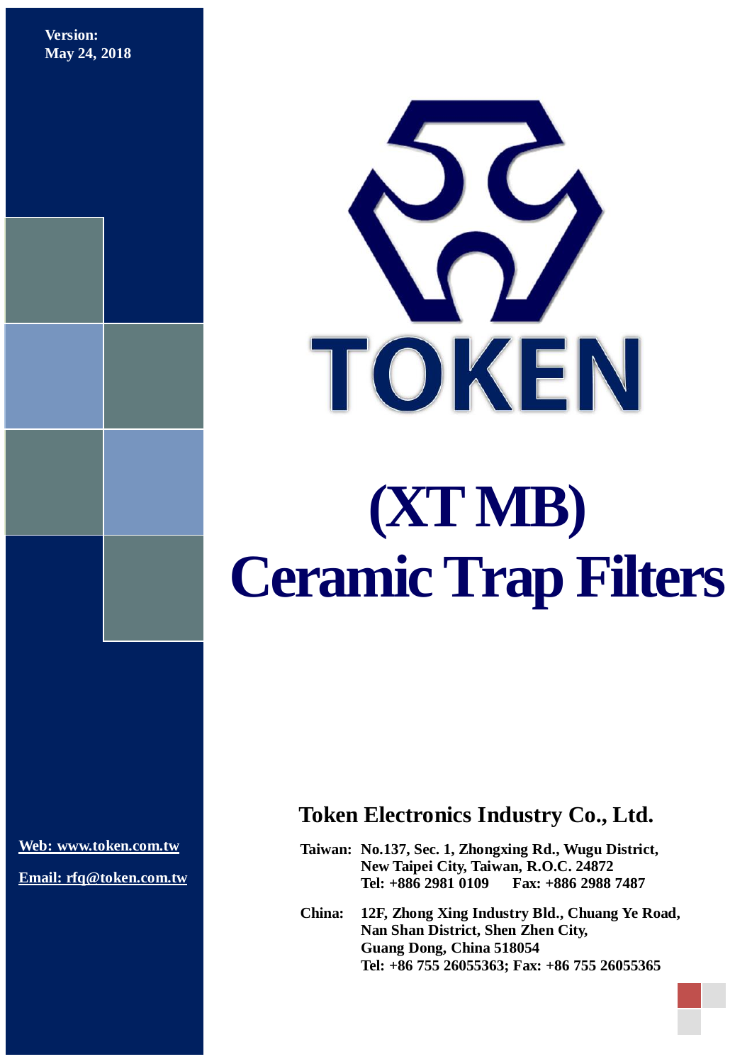**Version:**
**May 24, 2018**

TOKEN

# (XT MB)
# Ceramic Trap Filters

## Token Electronics Industry Co., Ltd.

**Taiwan:** No.137, Sec. 1, Zhongxing Rd., Wugu District,
New Taipei City, Taiwan, R.O.C. 24872
Tel: +886 2981 0109  Fax: +886 2988 7487

**China:** 12F, Zhong Xing Industry Bld., Chuang Ye Road,
Nan Shan District, Shen Zhen City,
Guang Dong, China 518054
Tel: +86 755 26055363; Fax: +86 755 26055365

**Web: www.token.com.tw**

**Email: rfq@token.com.tw**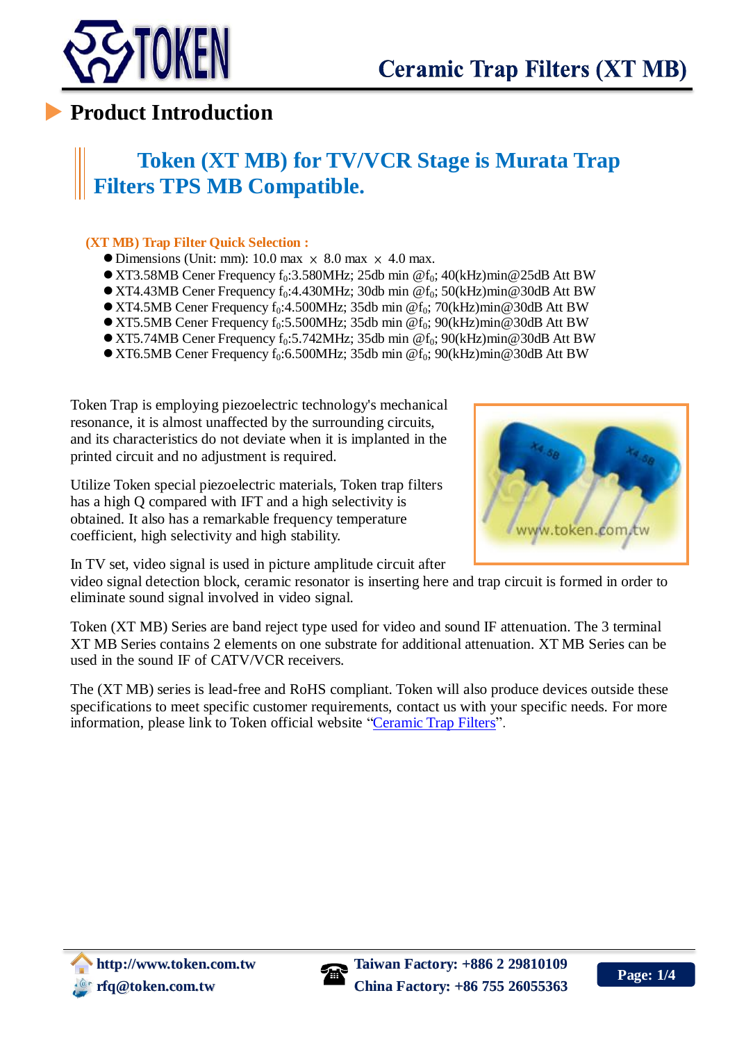# Product Introduction

## Token (XT MB) for TV/VCR Stage is Murata Trap Filters TPS MB Compatible.

**(XT MB) Trap Filter Quick Selection :**

- Dimensions (Unit: mm): 10.0 max × 8.0 max × 4.0 max.
- XT3.58MB Cener Frequency $f_0$:3.580MHz; 25db min @$f_0$; 40(kHz)min@25dB Att BW
- XT4.43MB Cener Frequency $f_0$:4.430MHz; 30db min @$f_0$; 50(kHz)min@30dB Att BW
- XT4.5MB Cener Frequency $f_0$:4.500MHz; 35db min @$f_0$; 70(kHz)min@30dB Att BW
- XT5.5MB Cener Frequency $f_0$:5.500MHz; 35db min @$f_0$; 90(kHz)min@30dB Att BW
- XT5.74MB Cener Frequency $f_0$:5.742MHz; 35db min @$f_0$; 90(kHz)min@30dB Att BW
- XT6.5MB Cener Frequency $f_0$:6.500MHz; 35db min @$f_0$; 90(kHz)min@30dB Att BW

Token Trap is employing piezoelectric technology's mechanical resonance, it is almost unaffected by the surrounding circuits, and its characteristics do not deviate when it is implanted in the printed circuit and no adjustment is required.

Utilize Token special piezoelectric materials, Token trap filters has a high Q compared with IFT and a high selectivity is obtained. It also has a remarkable frequency temperature coefficient, high selectivity and high stability.

In TV set, video signal is used in picture amplitude circuit after video signal detection block, ceramic resonator is inserting here and trap circuit is formed in order to eliminate sound signal involved in video signal.

Token (XT MB) Series are band reject type used for video and sound IF attenuation. The 3 terminal XT MB Series contains 2 elements on one substrate for additional attenuation. XT MB Series can be used in the sound IF of CATV/VCR receivers.

The (XT MB) series is lead-free and RoHS compliant. Token will also produce devices outside these specifications to meet specific customer requirements, contact us with your specific needs. For more information, please link to Token official website "Ceramic Trap Filters".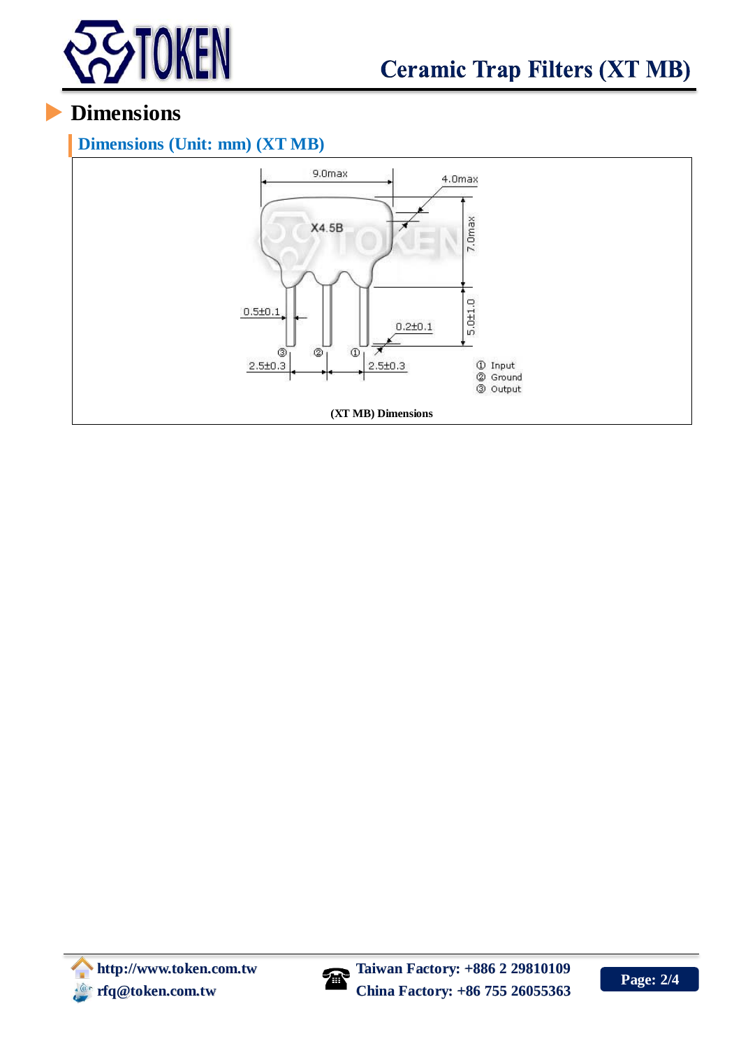## Dimensions

### Dimensions (Unit: mm) (XT MB)

9.0max

4.0max

X4.5B

7.0max

0.5±0.1

5.0±1.0

0.2±0.1

③ ② ①

2.5±0.3 2.5±0.3

① Input
② Ground
③ Output

**(XT MB) Dimensions**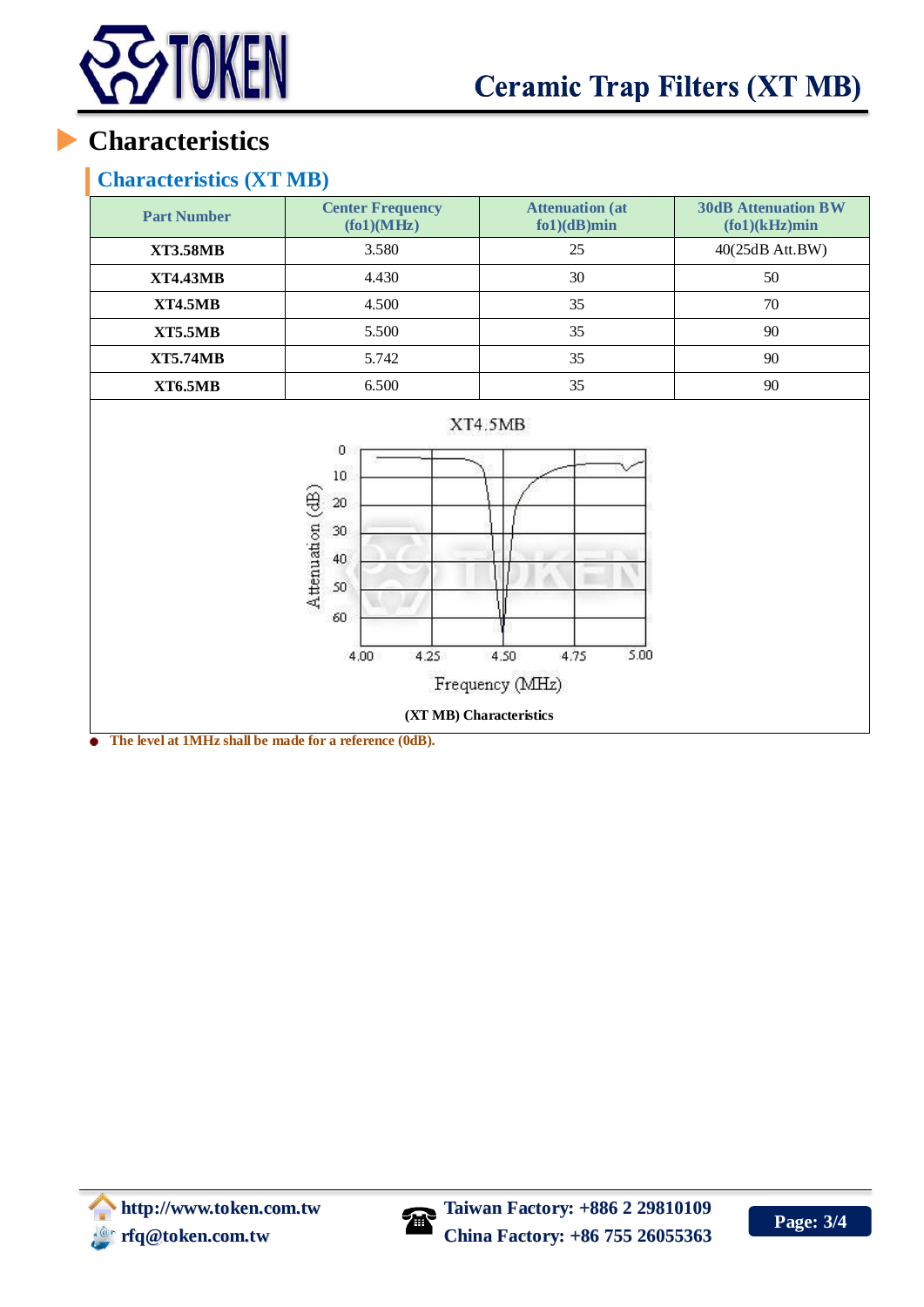# Characteristics

## Characteristics (XT MB)

| Part Number | Center Frequency (fo1)(MHz) | Attenuation (at fo1)(dB)min | 30dB Attenuation BW (fo1)(kHz)min |
|---|---|---|---|
| **XT3.58MB** | 3.580 | 25 | 40(25dB Att.BW) |
| **XT4.43MB** | 4.430 | 30 | 50 |
| **XT4.5MB** | 4.500 | 35 | 70 |
| **XT5.5MB** | 5.500 | 35 | 90 |
| **XT5.74MB** | 5.742 | 35 | 90 |
| **XT6.5MB** | 6.500 | 35 | 90 |

**(XT MB) Characteristics**

- **The level at 1MHz shall be made for a reference (0dB).**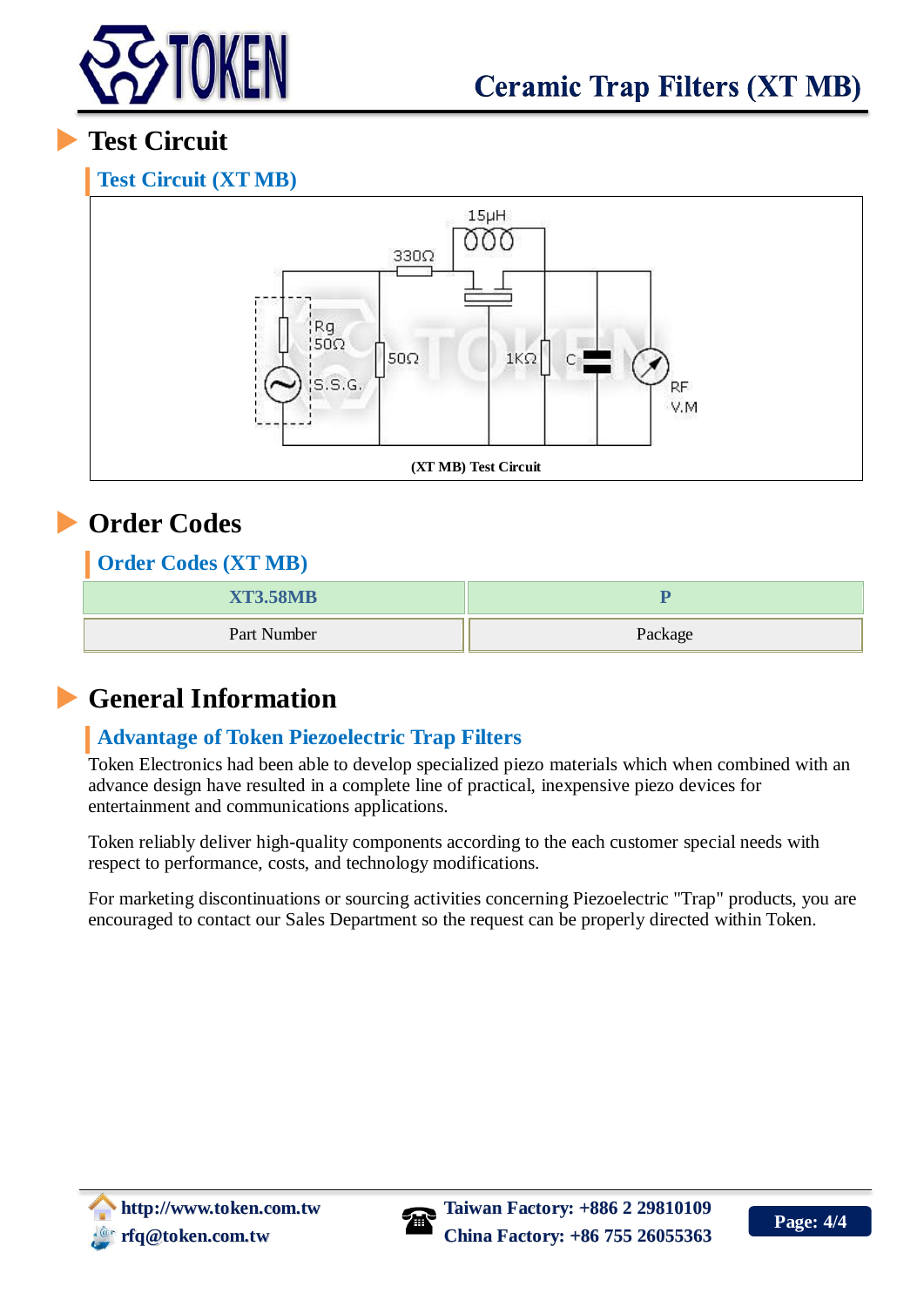# Test Circuit

## Test Circuit (XT MB)

15μH

330Ω

Rg

50Ω

50Ω

1KΩ

C

S.S.G.

RF

V.M

(XT MB) Test Circuit

# Order Codes

## Order Codes (XT MB)

| XT3.58MB | P |
| --- | --- |
| Part Number | Package |

# General Information

## Advantage of Token Piezoelectric Trap Filters

Token Electronics had been able to develop specialized piezo materials which when combined with an advance design have resulted in a complete line of practical, inexpensive piezo devices for entertainment and communications applications.

Token reliably deliver high-quality components according to the each customer special needs with respect to performance, costs, and technology modifications.

For marketing discontinuations or sourcing activities concerning Piezoelectric "Trap" products, you are encouraged to contact our Sales Department so the request can be properly directed within Token.